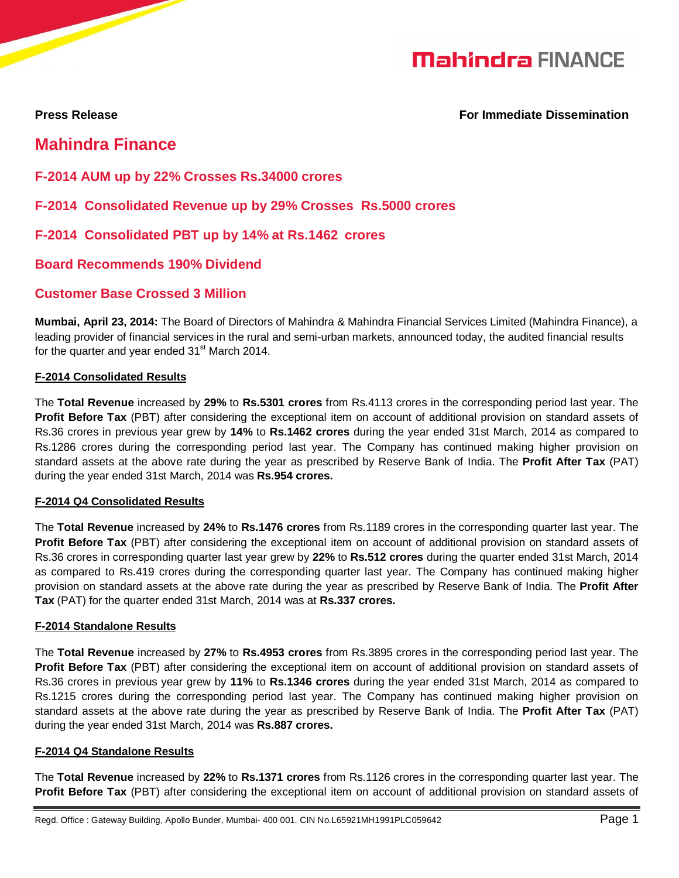**Press Release** **For Immediate Dissemination**

# Mahindra Finance

## F-2014 AUM up by 22% Crosses Rs.34000 crores

## F-2014 Consolidated Revenue up by 29% Crosses Rs.5000 crores

## F-2014 Consolidated PBT up by 14% at Rs.1462 crores

## Board Recommends 190% Dividend

## Customer Base Crossed 3 Million

**Mumbai, April 23, 2014:** The Board of Directors of Mahindra & Mahindra Financial Services Limited (Mahindra Finance), a leading provider of financial services in the rural and semi-urban markets, announced today, the audited financial results for the quarter and year ended 31st March 2014.

**F-2014 Consolidated Results**

The **Total Revenue** increased by **29%** to **Rs.5301 crores** from Rs.4113 crores in the corresponding period last year. The **Profit Before Tax** (PBT) after considering the exceptional item on account of additional provision on standard assets of Rs.36 crores in previous year grew by **14%** to **Rs.1462 crores** during the year ended 31st March, 2014 as compared to Rs.1286 crores during the corresponding period last year. The Company has continued making higher provision on standard assets at the above rate during the year as prescribed by Reserve Bank of India. The **Profit After Tax** (PAT) during the year ended 31st March, 2014 was **Rs.954 crores.**

**F-2014 Q4 Consolidated Results**

The **Total Revenue** increased by **24%** to **Rs.1476 crores** from Rs.1189 crores in the corresponding quarter last year. The **Profit Before Tax** (PBT) after considering the exceptional item on account of additional provision on standard assets of Rs.36 crores in corresponding quarter last year grew by **22%** to **Rs.512 crores** during the quarter ended 31st March, 2014 as compared to Rs.419 crores during the corresponding quarter last year. The Company has continued making higher provision on standard assets at the above rate during the year as prescribed by Reserve Bank of India. The **Profit After Tax** (PAT) for the quarter ended 31st March, 2014 was at **Rs.337 crores.**

**F-2014 Standalone Results**

The **Total Revenue** increased by **27%** to **Rs.4953 crores** from Rs.3895 crores in the corresponding period last year. The **Profit Before Tax** (PBT) after considering the exceptional item on account of additional provision on standard assets of Rs.36 crores in previous year grew by **11%** to **Rs.1346 crores** during the year ended 31st March, 2014 as compared to Rs.1215 crores during the corresponding period last year. The Company has continued making higher provision on standard assets at the above rate during the year as prescribed by Reserve Bank of India. The **Profit After Tax** (PAT) during the year ended 31st March, 2014 was **Rs.887 crores.**

**F-2014 Q4 Standalone Results**

The **Total Revenue** increased by **22%** to **Rs.1371 crores** from Rs.1126 crores in the corresponding quarter last year. The **Profit Before Tax** (PBT) after considering the exceptional item on account of additional provision on standard assets of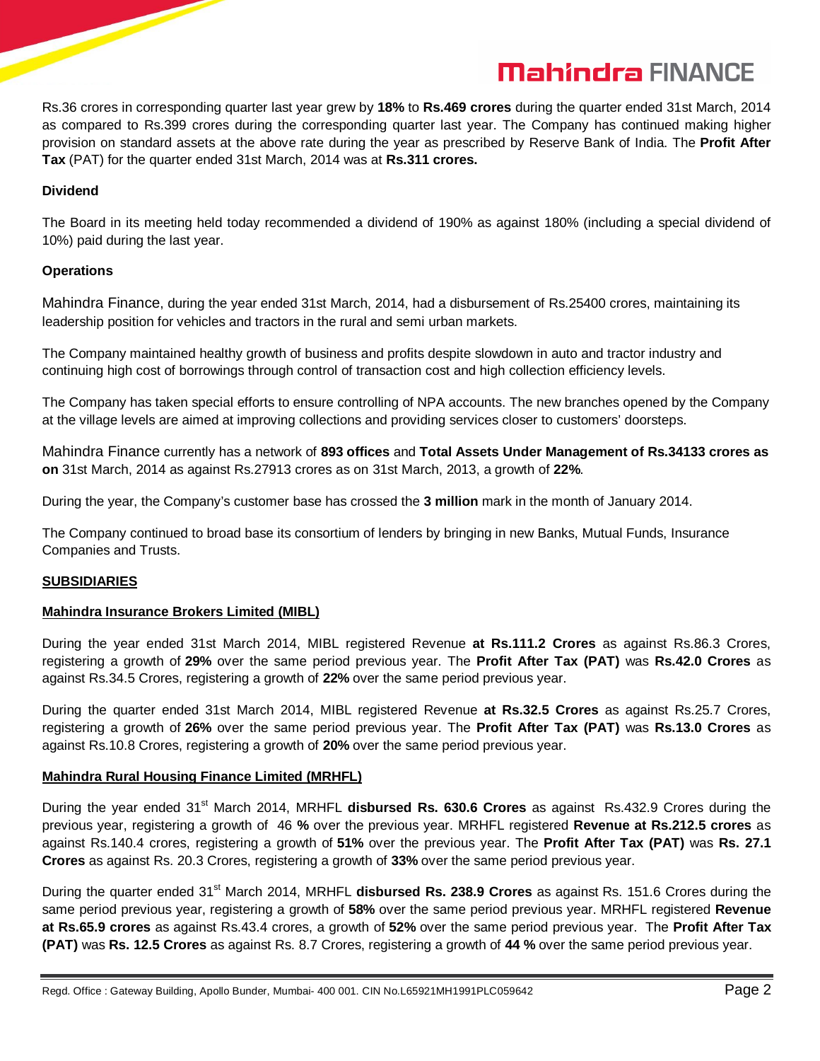Rs.36 crores in corresponding quarter last year grew by **18%** to **Rs.469 crores** during the quarter ended 31st March, 2014 as compared to Rs.399 crores during the corresponding quarter last year. The Company has continued making higher provision on standard assets at the above rate during the year as prescribed by Reserve Bank of India. The **Profit After Tax** (PAT) for the quarter ended 31st March, 2014 was at **Rs.311 crores.**

**Dividend**

The Board in its meeting held today recommended a dividend of 190% as against 180% (including a special dividend of 10%) paid during the last year.

**Operations**

Mahindra Finance, during the year ended 31st March, 2014, had a disbursement of Rs.25400 crores, maintaining its leadership position for vehicles and tractors in the rural and semi urban markets.

The Company maintained healthy growth of business and profits despite slowdown in auto and tractor industry and continuing high cost of borrowings through control of transaction cost and high collection efficiency levels.

The Company has taken special efforts to ensure controlling of NPA accounts. The new branches opened by the Company at the village levels are aimed at improving collections and providing services closer to customers' doorsteps.

Mahindra Finance currently has a network of **893 offices** and **Total Assets Under Management of Rs.34133 crores as on** 31st March, 2014 as against Rs.27913 crores as on 31st March, 2013, a growth of **22%**.

During the year, the Company's customer base has crossed the **3 million** mark in the month of January 2014.

The Company continued to broad base its consortium of lenders by bringing in new Banks, Mutual Funds, Insurance Companies and Trusts.

**SUBSIDIARIES**

**Mahindra Insurance Brokers Limited (MIBL)**

During the year ended 31st March 2014, MIBL registered Revenue **at Rs.111.2 Crores** as against Rs.86.3 Crores, registering a growth of **29%** over the same period previous year. The **Profit After Tax (PAT)** was **Rs.42.0 Crores** as against Rs.34.5 Crores, registering a growth of **22%** over the same period previous year.

During the quarter ended 31st March 2014, MIBL registered Revenue **at Rs.32.5 Crores** as against Rs.25.7 Crores, registering a growth of **26%** over the same period previous year. The **Profit After Tax (PAT)** was **Rs.13.0 Crores** as against Rs.10.8 Crores, registering a growth of **20%** over the same period previous year.

**Mahindra Rural Housing Finance Limited (MRHFL)**

During the year ended 31st March 2014, MRHFL **disbursed Rs. 630.6 Crores** as against Rs.432.9 Crores during the previous year, registering a growth of 46 **%** over the previous year. MRHFL registered **Revenue at Rs.212.5 crores** as against Rs.140.4 crores, registering a growth of **51%** over the previous year. The **Profit After Tax (PAT)** was **Rs. 27.1 Crores** as against Rs. 20.3 Crores, registering a growth of **33%** over the same period previous year.

During the quarter ended 31st March 2014, MRHFL **disbursed Rs. 238.9 Crores** as against Rs. 151.6 Crores during the same period previous year, registering a growth of **58%** over the same period previous year. MRHFL registered **Revenue at Rs.65.9 crores** as against Rs.43.4 crores, a growth of **52%** over the same period previous year. The **Profit After Tax (PAT)** was **Rs. 12.5 Crores** as against Rs. 8.7 Crores, registering a growth of **44 %** over the same period previous year.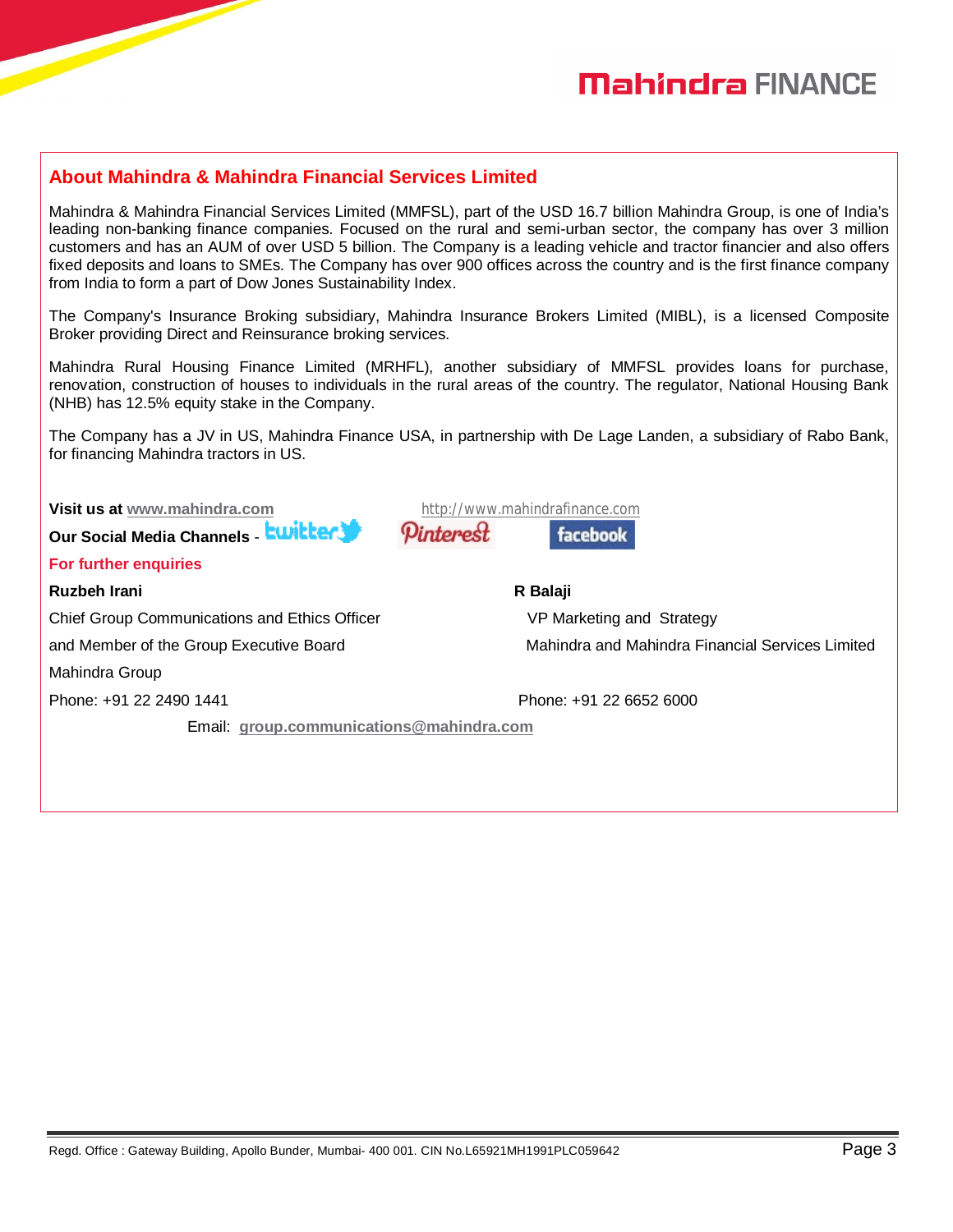## About Mahindra & Mahindra Financial Services Limited

Mahindra & Mahindra Financial Services Limited (MMFSL), part of the USD 16.7 billion Mahindra Group, is one of India's leading non-banking finance companies. Focused on the rural and semi-urban sector, the company has over 3 million customers and has an AUM of over USD 5 billion. The Company is a leading vehicle and tractor financier and also offers fixed deposits and loans to SMEs. The Company has over 900 offices across the country and is the first finance company from India to form a part of Dow Jones Sustainability Index.

The Company's Insurance Broking subsidiary, Mahindra Insurance Brokers Limited (MIBL), is a licensed Composite Broker providing Direct and Reinsurance broking services.

Mahindra Rural Housing Finance Limited (MRHFL), another subsidiary of MMFSL provides loans for purchase, renovation, construction of houses to individuals in the rural areas of the country. The regulator, National Housing Bank (NHB) has 12.5% equity stake in the Company.

The Company has a JV in US, Mahindra Finance USA, in partnership with De Lage Landen, a subsidiary of Rabo Bank, for financing Mahindra tractors in US.

**Visit us at** www.mahindra.com http://www.mahindrafinance.com

**Our Social Media Channels** - twitter Pinterest facebook

**For further enquiries**

**Ruzbeh Irani**
Chief Group Communications and Ethics Officer
and Member of the Group Executive Board
Mahindra Group
Phone: +91 22 2490 1441

**R Balaji**
VP Marketing and Strategy
Mahindra and Mahindra Financial Services Limited
Phone: +91 22 6652 6000

Email: group.communications@mahindra.com

Regd. Office : Gateway Building, Apollo Bunder, Mumbai- 400 001. CIN No.L65921MH1991PLC059642